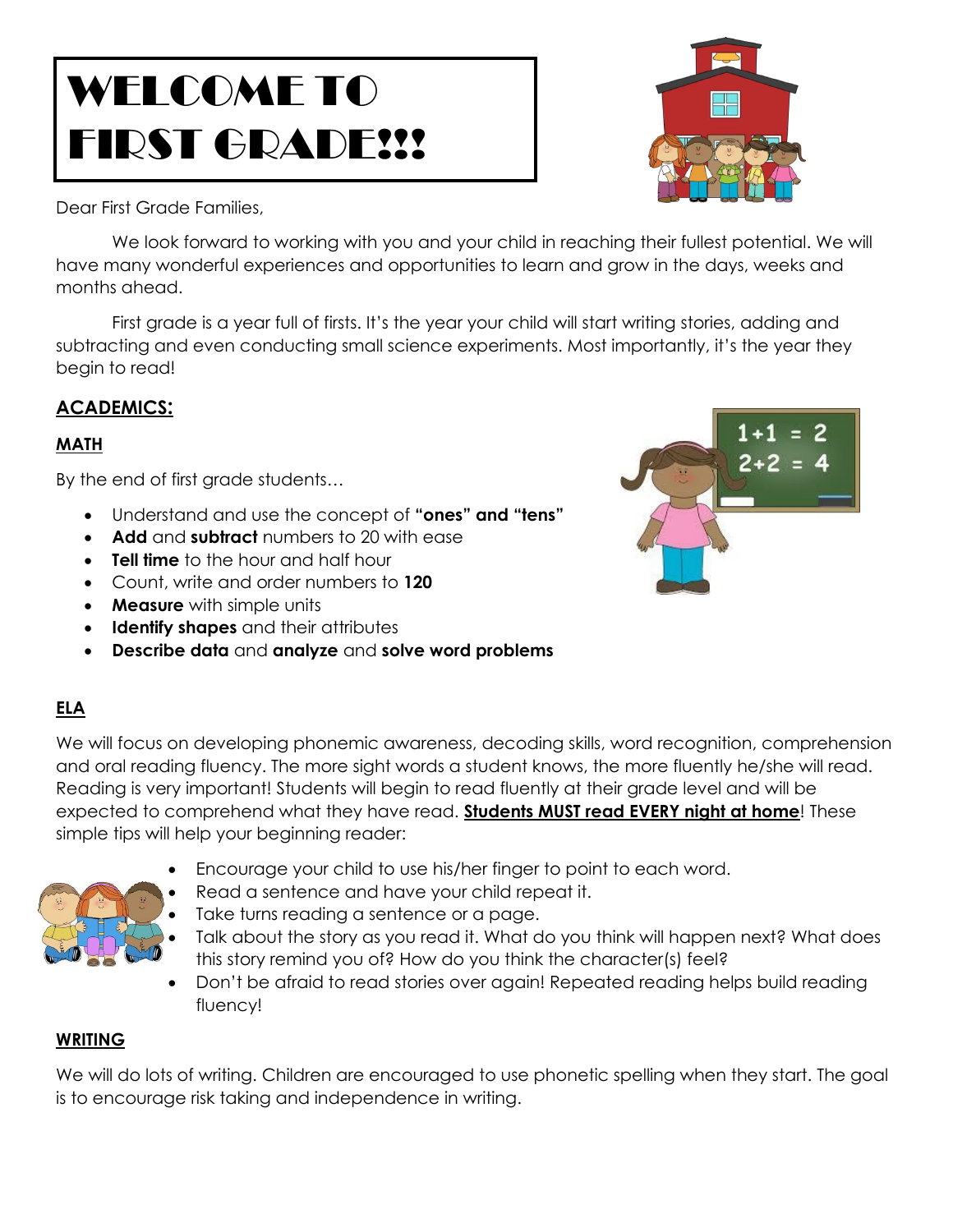# WELCOME TO FIRST GRADE!!!

Dear First Grade Families,

We look forward to working with you and your child in reaching their fullest potential. We will have many wonderful experiences and opportunities to learn and grow in the days, weeks and months ahead.

First grade is a year full of firsts. It's the year your child will start writing stories, adding and subtracting and even conducting small science experiments. Most importantly, it's the year they begin to read!

## ACADEMICS:

### MATH

By the end of first grade students…

- Understand and use the concept of **"ones" and "tens"**
- **Add** and **subtract** numbers to 20 with ease
- **Tell time** to the hour and half hour
- Count, write and order numbers to **120**
- **Measure** with simple units
- **Identify shapes** and their attributes
- **Describe data** and **analyze** and **solve word problems**

### ELA

We will focus on developing phonemic awareness, decoding skills, word recognition, comprehension and oral reading fluency. The more sight words a student knows, the more fluently he/she will read. Reading is very important! Students will begin to read fluently at their grade level and will be expected to comprehend what they have read. **Students MUST read EVERY night at home**! These simple tips will help your beginning reader:

- Encourage your child to use his/her finger to point to each word.
- Read a sentence and have your child repeat it.
- Take turns reading a sentence or a page.
- Talk about the story as you read it. What do you think will happen next? What does this story remind you of? How do you think the character(s) feel?
- Don't be afraid to read stories over again! Repeated reading helps build reading fluency!

### WRITING

We will do lots of writing. Children are encouraged to use phonetic spelling when they start. The goal is to encourage risk taking and independence in writing.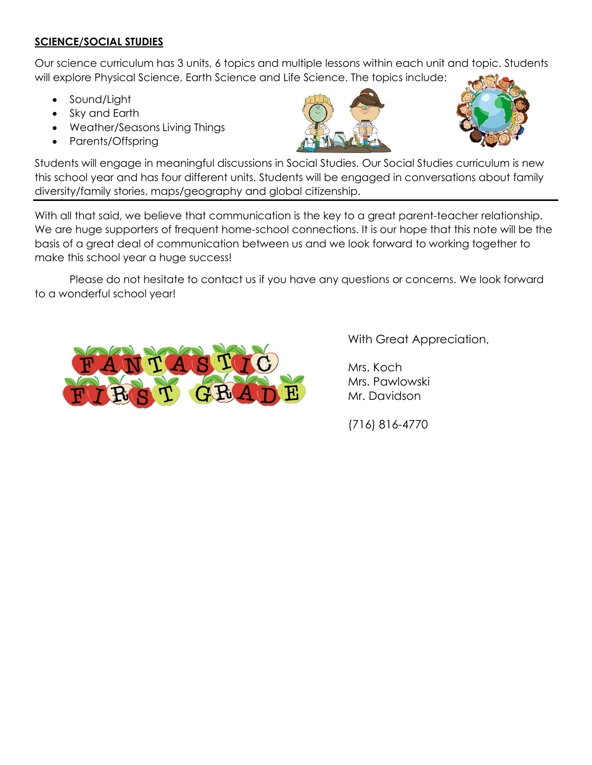**SCIENCE/SOCIAL STUDIES**

Our science curriculum has 3 units, 6 topics and multiple lessons within each unit and topic. Students will explore Physical Science, Earth Science and Life Science. The topics include:

- Sound/Light
- Sky and Earth
- Weather/Seasons Living Things
- Parents/Offspring

Students will engage in meaningful discussions in Social Studies. Our Social Studies curriculum is new this school year and has four different units. Students will be engaged in conversations about family diversity/family stories, maps/geography and global citizenship.

With all that said, we believe that communication is the key to a great parent-teacher relationship. We are huge supporters of frequent home-school connections. It is our hope that this note will be the basis of a great deal of communication between us and we look forward to working together to make this school year a huge success!

Please do not hesitate to contact us if you have any questions or concerns. We look forward to a wonderful school year!

FANTASTIC FIRST GRADE

With Great Appreciation,

Mrs. Koch
Mrs. Pawlowski
Mr. Davidson

(716) 816-4770